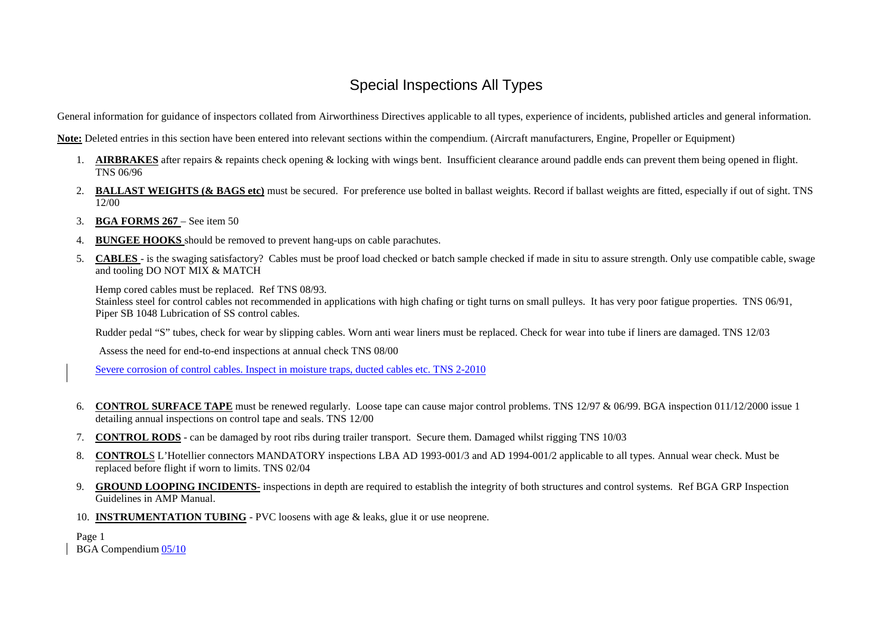# Special Inspections All Types

General information for guidance of inspectors collated from Airworthiness Directives applicable to all types, experience of incidents, published articles and general information.

**Note:** Deleted entries in this section have been entered into relevant sections within the compendium. (Aircraft manufacturers, Engine, Propeller or Equipment)

1. **AIRBRAKES** after repairs & repaints check opening & locking with wings bent. Insufficient clearance around paddle ends can prevent them being opened in flight. TNS 06/96
2. **BALLAST WEIGHTS (& BAGS etc)** must be secured. For preference use bolted in ballast weights. Record if ballast weights are fitted, especially if out of sight. TNS 12/00
3. **BGA FORMS 267** – See item 50
4. **BUNGEE HOOKS** should be removed to prevent hang-ups on cable parachutes.
5. **CABLES** - is the swaging satisfactory? Cables must be proof load checked or batch sample checked if made in situ to assure strength. Only use compatible cable, swage and tooling DO NOT MIX & MATCH

   Hemp cored cables must be replaced. Ref TNS 08/93.
   Stainless steel for control cables not recommended in applications with high chafing or tight turns on small pulleys. It has very poor fatigue properties. TNS 06/91, Piper SB 1048 Lubrication of SS control cables.

   Rudder pedal "S" tubes, check for wear by slipping cables. Worn anti wear liners must be replaced. Check for wear into tube if liners are damaged. TNS 12/03

   Assess the need for end-to-end inspections at annual check TNS 08/00

   Severe corrosion of control cables. Inspect in moisture traps, ducted cables etc. TNS 2-2010

6. **CONTROL SURFACE TAPE** must be renewed regularly. Loose tape can cause major control problems. TNS 12/97 & 06/99. BGA inspection 011/12/2000 issue 1 detailing annual inspections on control tape and seals. TNS 12/00
7. **CONTROL RODS** - can be damaged by root ribs during trailer transport. Secure them. Damaged whilst rigging TNS 10/03
8. **CONTROLS** L'Hotellier connectors MANDATORY inspections LBA AD 1993-001/3 and AD 1994-001/2 applicable to all types. Annual wear check. Must be replaced before flight if worn to limits. TNS 02/04
9. **GROUND LOOPING INCIDENTS-** inspections in depth are required to establish the integrity of both structures and control systems. Ref BGA GRP Inspection Guidelines in AMP Manual.
10. **INSTRUMENTATION TUBING** - PVC loosens with age & leaks, glue it or use neoprene.

BGA Compendium 05/10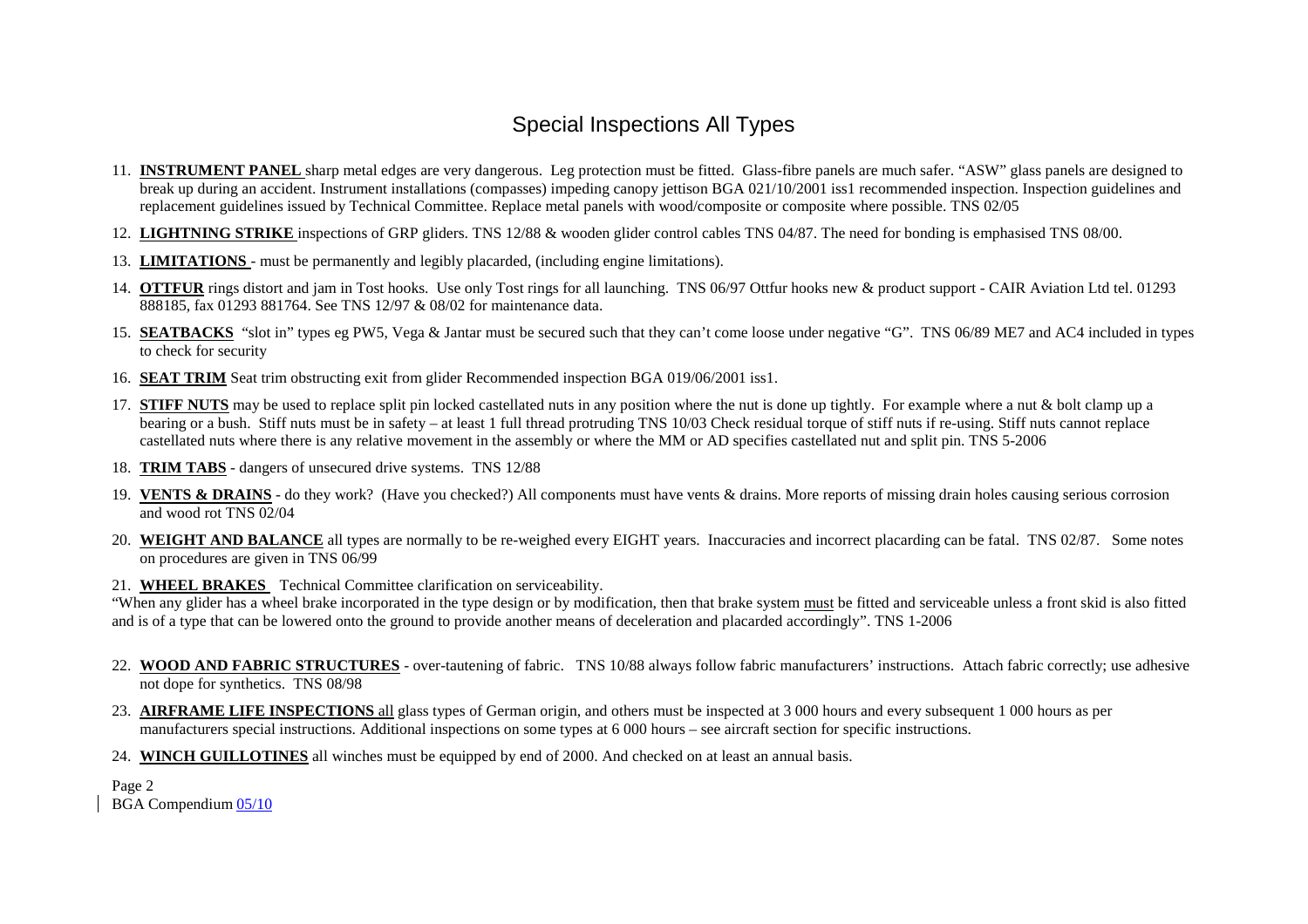# Special Inspections All Types

11. **INSTRUMENT PANEL** sharp metal edges are very dangerous. Leg protection must be fitted. Glass-fibre panels are much safer. "ASW" glass panels are designed to break up during an accident. Instrument installations (compasses) impeding canopy jettison BGA 021/10/2001 iss1 recommended inspection. Inspection guidelines and replacement guidelines issued by Technical Committee. Replace metal panels with wood/composite or composite where possible. TNS 02/05

12. **LIGHTNING STRIKE** inspections of GRP gliders. TNS 12/88 & wooden glider control cables TNS 04/87. The need for bonding is emphasised TNS 08/00.

13. **LIMITATIONS** - must be permanently and legibly placarded, (including engine limitations).

14. **OTTFUR** rings distort and jam in Tost hooks. Use only Tost rings for all launching. TNS 06/97 Ottfur hooks new & product support - CAIR Aviation Ltd tel. 01293 888185, fax 01293 881764. See TNS 12/97 & 08/02 for maintenance data.

15. **SEATBACKS** "slot in" types eg PW5, Vega & Jantar must be secured such that they can't come loose under negative "G". TNS 06/89 ME7 and AC4 included in types to check for security

16. **SEAT TRIM** Seat trim obstructing exit from glider Recommended inspection BGA 019/06/2001 iss1.

17. **STIFF NUTS** may be used to replace split pin locked castellated nuts in any position where the nut is done up tightly. For example where a nut & bolt clamp up a bearing or a bush. Stiff nuts must be in safety – at least 1 full thread protruding TNS 10/03 Check residual torque of stiff nuts if re-using. Stiff nuts cannot replace castellated nuts where there is any relative movement in the assembly or where the MM or AD specifies castellated nut and split pin. TNS 5-2006

18. **TRIM TABS** - dangers of unsecured drive systems. TNS 12/88

19. **VENTS & DRAINS** - do they work? (Have you checked?) All components must have vents & drains. More reports of missing drain holes causing serious corrosion and wood rot TNS 02/04

20. **WEIGHT AND BALANCE** all types are normally to be re-weighed every EIGHT years. Inaccuracies and incorrect placarding can be fatal. TNS 02/87. Some notes on procedures are given in TNS 06/99

21. **WHEEL BRAKES** Technical Committee clarification on serviceability.

"When any glider has a wheel brake incorporated in the type design or by modification, then that brake system must be fitted and serviceable unless a front skid is also fitted and is of a type that can be lowered onto the ground to provide another means of deceleration and placarded accordingly". TNS 1-2006

22. **WOOD AND FABRIC STRUCTURES** - over-tautening of fabric. TNS 10/88 always follow fabric manufacturers' instructions. Attach fabric correctly; use adhesive not dope for synthetics. TNS 08/98

23. **AIRFRAME LIFE INSPECTIONS** all glass types of German origin, and others must be inspected at 3 000 hours and every subsequent 1 000 hours as per manufacturers special instructions. Additional inspections on some types at 6 000 hours – see aircraft section for specific instructions.

24. **WINCH GUILLOTINES** all winches must be equipped by end of 2000. And checked on at least an annual basis.

BGA Compendium 05/10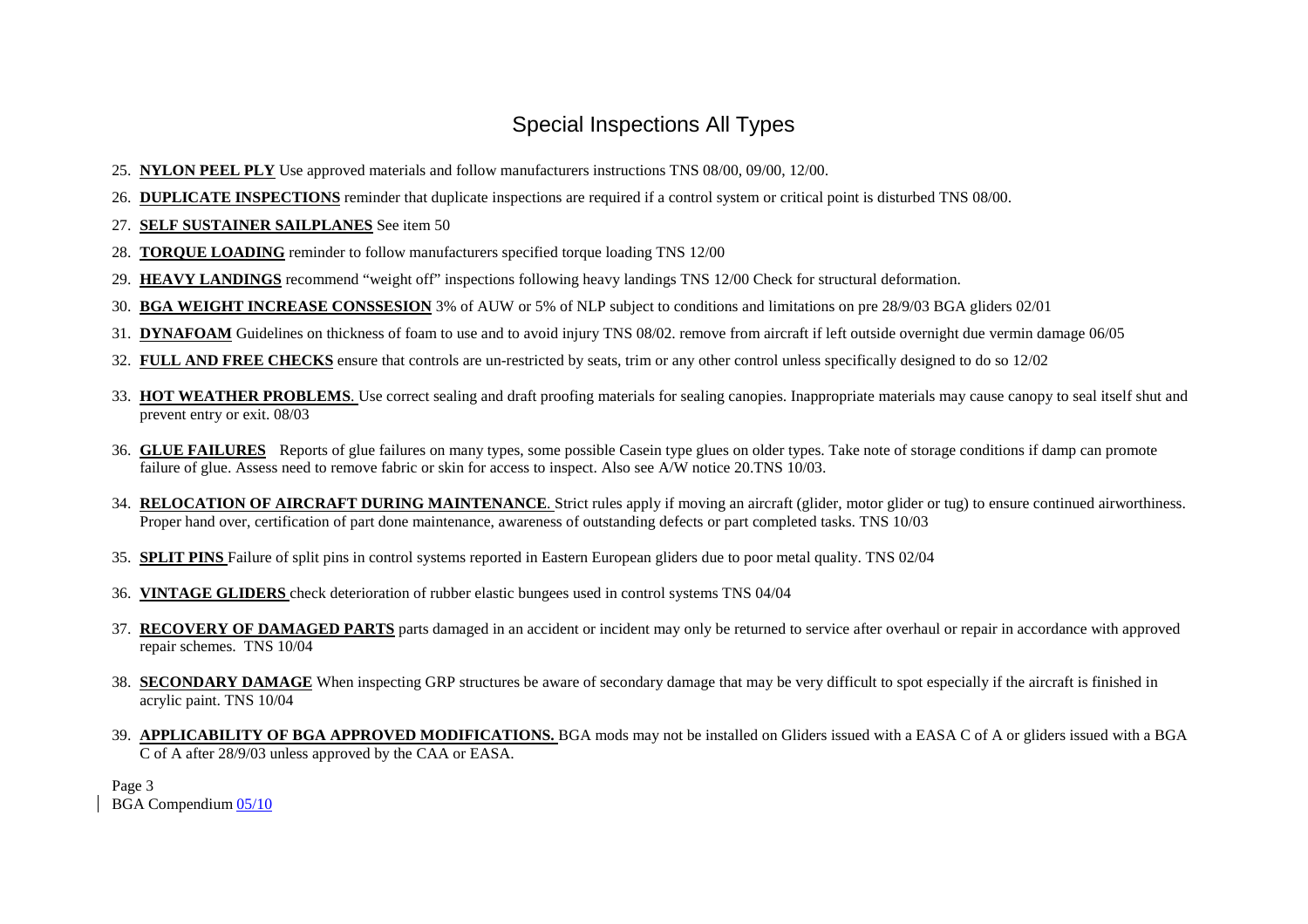# Special Inspections All Types

25. **NYLON PEEL PLY** Use approved materials and follow manufacturers instructions TNS 08/00, 09/00, 12/00.

26. **DUPLICATE INSPECTIONS** reminder that duplicate inspections are required if a control system or critical point is disturbed TNS 08/00.

27. **SELF SUSTAINER SAILPLANES** See item 50

28. **TORQUE LOADING** reminder to follow manufacturers specified torque loading TNS 12/00

29. **HEAVY LANDINGS** recommend "weight off" inspections following heavy landings TNS 12/00 Check for structural deformation.

30. **BGA WEIGHT INCREASE CONSSESION** 3% of AUW or 5% of NLP subject to conditions and limitations on pre 28/9/03 BGA gliders 02/01

31. **DYNAFOAM** Guidelines on thickness of foam to use and to avoid injury TNS 08/02. remove from aircraft if left outside overnight due vermin damage 06/05

32. **FULL AND FREE CHECKS** ensure that controls are un-restricted by seats, trim or any other control unless specifically designed to do so 12/02

33. **HOT WEATHER PROBLEMS**. Use correct sealing and draft proofing materials for sealing canopies. Inappropriate materials may cause canopy to seal itself shut and prevent entry or exit. 08/03

36. **GLUE FAILURES** Reports of glue failures on many types, some possible Casein type glues on older types. Take note of storage conditions if damp can promote failure of glue. Assess need to remove fabric or skin for access to inspect. Also see A/W notice 20.TNS 10/03.

34. **RELOCATION OF AIRCRAFT DURING MAINTENANCE**. Strict rules apply if moving an aircraft (glider, motor glider or tug) to ensure continued airworthiness. Proper hand over, certification of part done maintenance, awareness of outstanding defects or part completed tasks. TNS 10/03

35. **SPLIT PINS** Failure of split pins in control systems reported in Eastern European gliders due to poor metal quality. TNS 02/04

36. **VINTAGE GLIDERS** check deterioration of rubber elastic bungees used in control systems TNS 04/04

37. **RECOVERY OF DAMAGED PARTS** parts damaged in an accident or incident may only be returned to service after overhaul or repair in accordance with approved repair schemes. TNS 10/04

38. **SECONDARY DAMAGE** When inspecting GRP structures be aware of secondary damage that may be very difficult to spot especially if the aircraft is finished in acrylic paint. TNS 10/04

39. **APPLICABILITY OF BGA APPROVED MODIFICATIONS.** BGA mods may not be installed on Gliders issued with a EASA C of A or gliders issued with a BGA C of A after 28/9/03 unless approved by the CAA or EASA.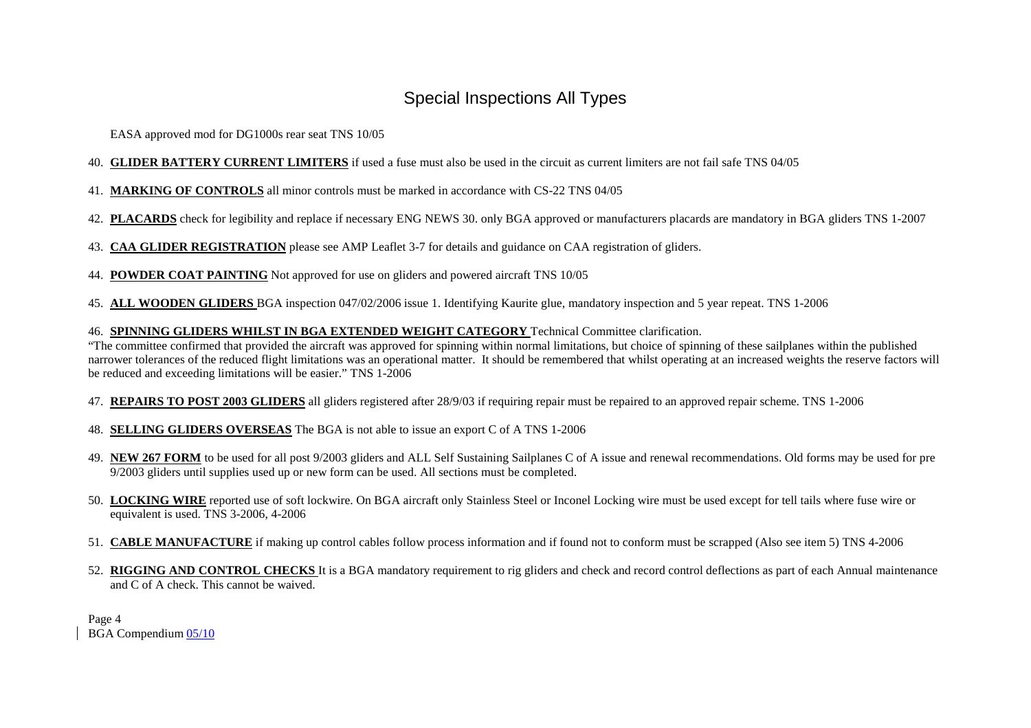# Special Inspections All Types

EASA approved mod for DG1000s rear seat TNS 10/05

40. **GLIDER BATTERY CURRENT LIMITERS** if used a fuse must also be used in the circuit as current limiters are not fail safe TNS 04/05

41. **MARKING OF CONTROLS** all minor controls must be marked in accordance with CS-22 TNS 04/05

42. **PLACARDS** check for legibility and replace if necessary ENG NEWS 30. only BGA approved or manufacturers placards are mandatory in BGA gliders TNS 1-2007

43. **CAA GLIDER REGISTRATION** please see AMP Leaflet 3-7 for details and guidance on CAA registration of gliders.

44. **POWDER COAT PAINTING** Not approved for use on gliders and powered aircraft TNS 10/05

45. **ALL WOODEN GLIDERS** BGA inspection 047/02/2006 issue 1. Identifying Kaurite glue, mandatory inspection and 5 year repeat. TNS 1-2006

46. **SPINNING GLIDERS WHILST IN BGA EXTENDED WEIGHT CATEGORY** Technical Committee clarification.

"The committee confirmed that provided the aircraft was approved for spinning within normal limitations, but choice of spinning of these sailplanes within the published narrower tolerances of the reduced flight limitations was an operational matter. It should be remembered that whilst operating at an increased weights the reserve factors will be reduced and exceeding limitations will be easier." TNS 1-2006

47. **REPAIRS TO POST 2003 GLIDERS** all gliders registered after 28/9/03 if requiring repair must be repaired to an approved repair scheme. TNS 1-2006

48. **SELLING GLIDERS OVERSEAS** The BGA is not able to issue an export C of A TNS 1-2006

49. **NEW 267 FORM** to be used for all post 9/2003 gliders and ALL Self Sustaining Sailplanes C of A issue and renewal recommendations. Old forms may be used for pre 9/2003 gliders until supplies used up or new form can be used. All sections must be completed.

50. **LOCKING WIRE** reported use of soft lockwire. On BGA aircraft only Stainless Steel or Inconel Locking wire must be used except for tell tails where fuse wire or equivalent is used. TNS 3-2006, 4-2006

51. **CABLE MANUFACTURE** if making up control cables follow process information and if found not to conform must be scrapped (Also see item 5) TNS 4-2006

52. **RIGGING AND CONTROL CHECKS** It is a BGA mandatory requirement to rig gliders and check and record control deflections as part of each Annual maintenance and C of A check. This cannot be waived.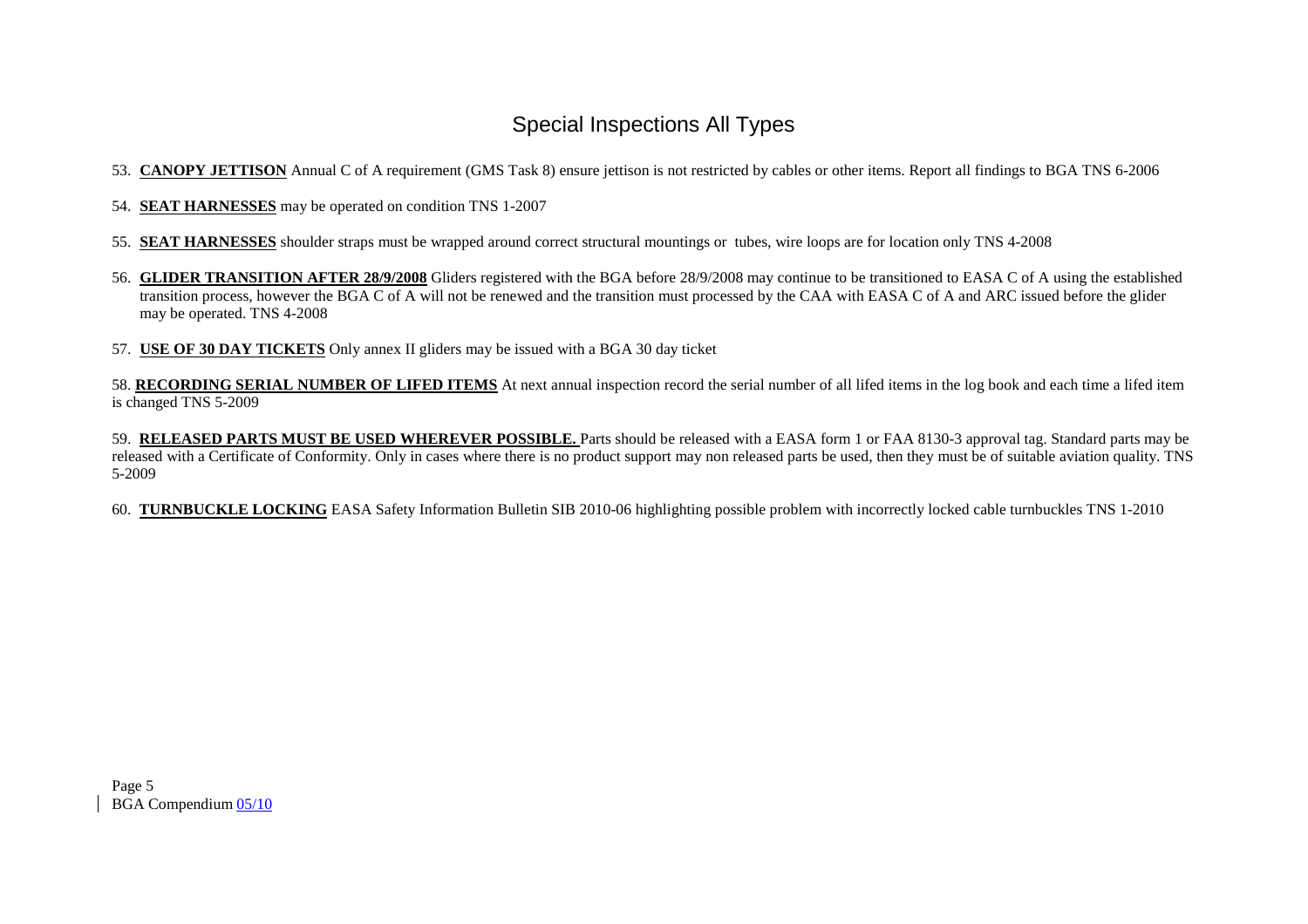# Special Inspections All Types

53. **CANOPY JETTISON** Annual C of A requirement (GMS Task 8) ensure jettison is not restricted by cables or other items. Report all findings to BGA TNS 6-2006

54. **SEAT HARNESSES** may be operated on condition TNS 1-2007

55. **SEAT HARNESSES** shoulder straps must be wrapped around correct structural mountings or tubes, wire loops are for location only TNS 4-2008

56. **GLIDER TRANSITION AFTER 28/9/2008** Gliders registered with the BGA before 28/9/2008 may continue to be transitioned to EASA C of A using the established transition process, however the BGA C of A will not be renewed and the transition must processed by the CAA with EASA C of A and ARC issued before the glider may be operated. TNS 4-2008

57. **USE OF 30 DAY TICKETS** Only annex II gliders may be issued with a BGA 30 day ticket

58. **RECORDING SERIAL NUMBER OF LIFED ITEMS** At next annual inspection record the serial number of all lifed items in the log book and each time a lifed item is changed TNS 5-2009

59. **RELEASED PARTS MUST BE USED WHEREVER POSSIBLE.** Parts should be released with a EASA form 1 or FAA 8130-3 approval tag. Standard parts may be released with a Certificate of Conformity. Only in cases where there is no product support may non released parts be used, then they must be of suitable aviation quality. TNS 5-2009

60. **TURNBUCKLE LOCKING** EASA Safety Information Bulletin SIB 2010-06 highlighting possible problem with incorrectly locked cable turnbuckles TNS 1-2010